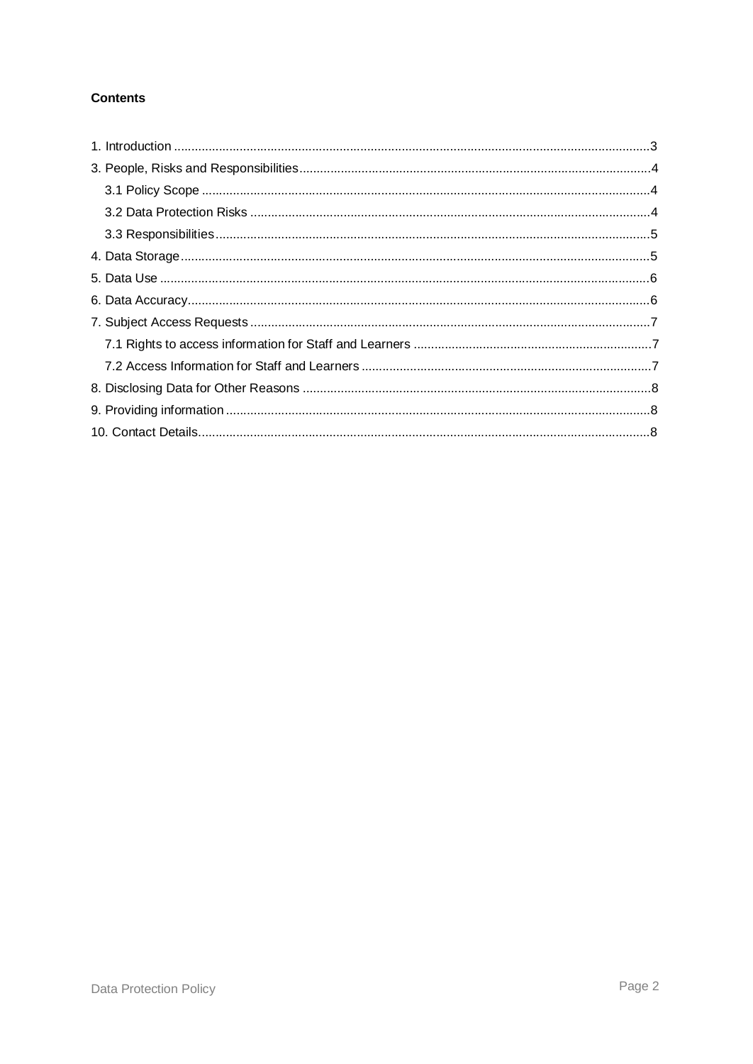**Contents**

1. Introduction ........................................................................................................................................3
3. People, Risks and Responsibilities....................................................................................................4
   3.1 Policy Scope ................................................................................................................................4
   3.2 Data Protection Risks ..................................................................................................................4
   3.3 Responsibilities............................................................................................................................5
4. Data Storage......................................................................................................................................5
5. Data Use ............................................................................................................................................6
6. Data Accuracy....................................................................................................................................6
7. Subject Access Requests ..................................................................................................................7
   7.1 Rights to access information for Staff and Learners ...................................................................7
   7.2 Access Information for Staff and Learners ..................................................................................7
8. Disclosing Data for Other Reasons ...................................................................................................8
9. Providing information .........................................................................................................................8
10. Contact Details.................................................................................................................................8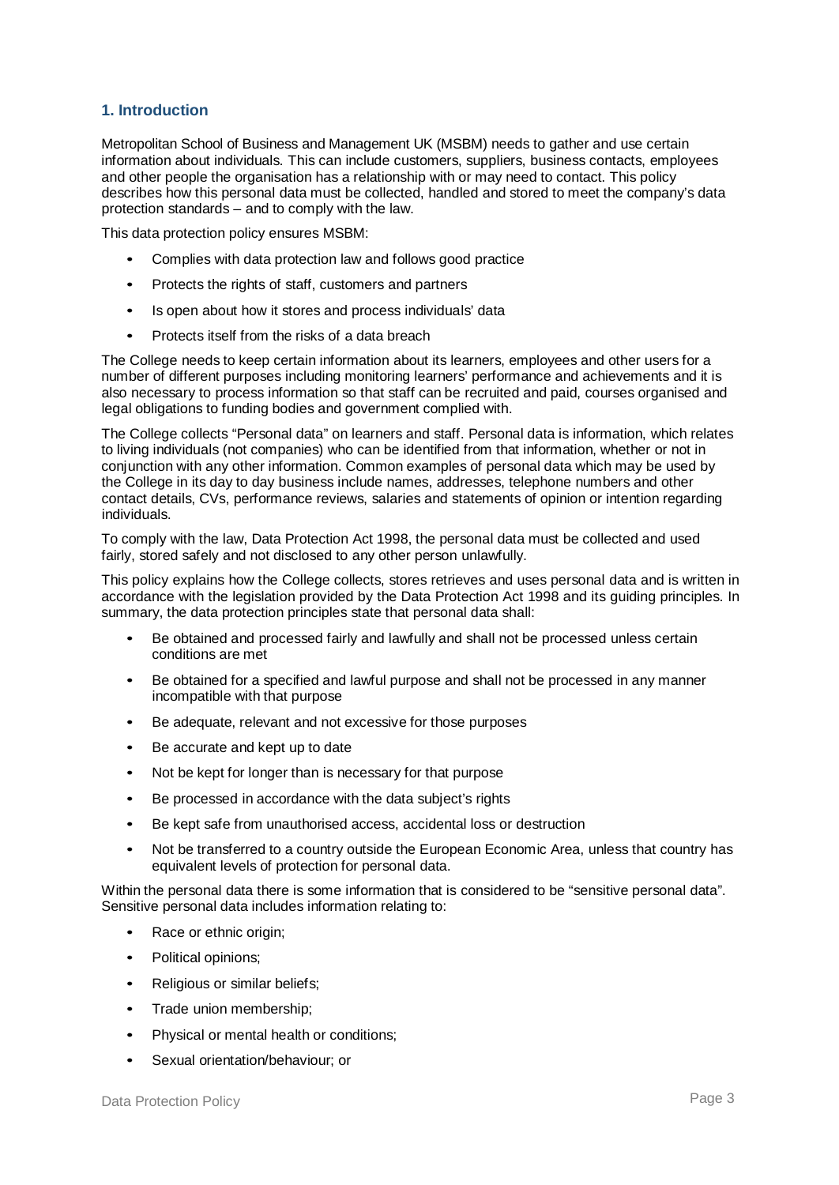## 1. Introduction

Metropolitan School of Business and Management UK (MSBM) needs to gather and use certain information about individuals. This can include customers, suppliers, business contacts, employees and other people the organisation has a relationship with or may need to contact. This policy describes how this personal data must be collected, handled and stored to meet the company's data protection standards – and to comply with the law.

This data protection policy ensures MSBM:

- Complies with data protection law and follows good practice
- Protects the rights of staff, customers and partners
- Is open about how it stores and process individuals' data
- Protects itself from the risks of a data breach

The College needs to keep certain information about its learners, employees and other users for a number of different purposes including monitoring learners' performance and achievements and it is also necessary to process information so that staff can be recruited and paid, courses organised and legal obligations to funding bodies and government complied with.

The College collects "Personal data" on learners and staff. Personal data is information, which relates to living individuals (not companies) who can be identified from that information, whether or not in conjunction with any other information. Common examples of personal data which may be used by the College in its day to day business include names, addresses, telephone numbers and other contact details, CVs, performance reviews, salaries and statements of opinion or intention regarding individuals.

To comply with the law, Data Protection Act 1998, the personal data must be collected and used fairly, stored safely and not disclosed to any other person unlawfully.

This policy explains how the College collects, stores retrieves and uses personal data and is written in accordance with the legislation provided by the Data Protection Act 1998 and its guiding principles. In summary, the data protection principles state that personal data shall:

- Be obtained and processed fairly and lawfully and shall not be processed unless certain conditions are met
- Be obtained for a specified and lawful purpose and shall not be processed in any manner incompatible with that purpose
- Be adequate, relevant and not excessive for those purposes
- Be accurate and kept up to date
- Not be kept for longer than is necessary for that purpose
- Be processed in accordance with the data subject's rights
- Be kept safe from unauthorised access, accidental loss or destruction
- Not be transferred to a country outside the European Economic Area, unless that country has equivalent levels of protection for personal data.

Within the personal data there is some information that is considered to be "sensitive personal data". Sensitive personal data includes information relating to:

- Race or ethnic origin;
- Political opinions;
- Religious or similar beliefs;
- Trade union membership;
- Physical or mental health or conditions;
- Sexual orientation/behaviour; or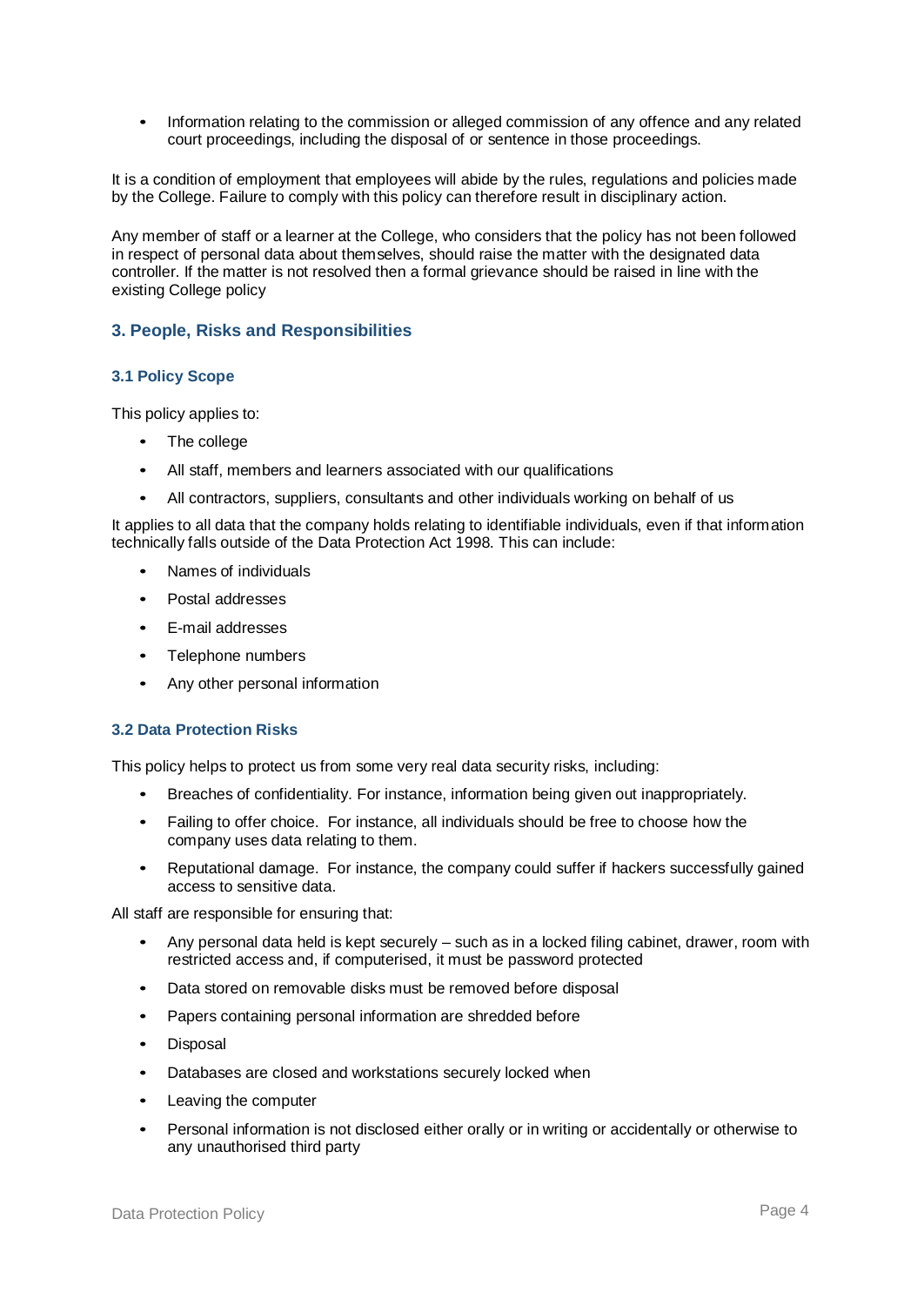- Information relating to the commission or alleged commission of any offence and any related court proceedings, including the disposal of or sentence in those proceedings.

It is a condition of employment that employees will abide by the rules, regulations and policies made by the College. Failure to comply with this policy can therefore result in disciplinary action.

Any member of staff or a learner at the College, who considers that the policy has not been followed in respect of personal data about themselves, should raise the matter with the designated data controller. If the matter is not resolved then a formal grievance should be raised in line with the existing College policy

## 3. People, Risks and Responsibilities

### 3.1 Policy Scope

This policy applies to:

- The college
- All staff, members and learners associated with our qualifications
- All contractors, suppliers, consultants and other individuals working on behalf of us

It applies to all data that the company holds relating to identifiable individuals, even if that information technically falls outside of the Data Protection Act 1998. This can include:

- Names of individuals
- Postal addresses
- E-mail addresses
- Telephone numbers
- Any other personal information

### 3.2 Data Protection Risks

This policy helps to protect us from some very real data security risks, including:

- Breaches of confidentiality. For instance, information being given out inappropriately.
- Failing to offer choice. For instance, all individuals should be free to choose how the company uses data relating to them.
- Reputational damage. For instance, the company could suffer if hackers successfully gained access to sensitive data.

All staff are responsible for ensuring that:

- Any personal data held is kept securely – such as in a locked filing cabinet, drawer, room with restricted access and, if computerised, it must be password protected
- Data stored on removable disks must be removed before disposal
- Papers containing personal information are shredded before
- Disposal
- Databases are closed and workstations securely locked when
- Leaving the computer
- Personal information is not disclosed either orally or in writing or accidentally or otherwise to any unauthorised third party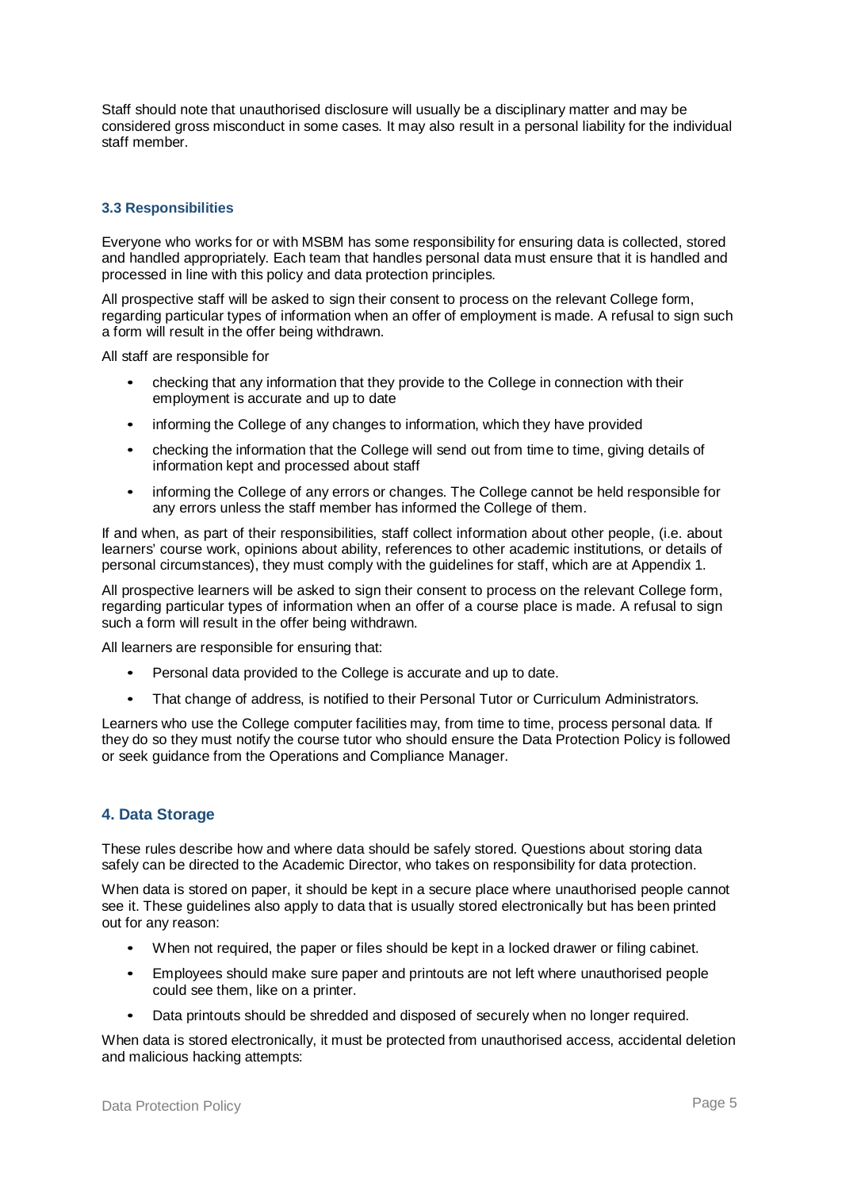Staff should note that unauthorised disclosure will usually be a disciplinary matter and may be considered gross misconduct in some cases. It may also result in a personal liability for the individual staff member.

### 3.3 Responsibilities

Everyone who works for or with MSBM has some responsibility for ensuring data is collected, stored and handled appropriately. Each team that handles personal data must ensure that it is handled and processed in line with this policy and data protection principles.

All prospective staff will be asked to sign their consent to process on the relevant College form, regarding particular types of information when an offer of employment is made. A refusal to sign such a form will result in the offer being withdrawn.

All staff are responsible for

- checking that any information that they provide to the College in connection with their employment is accurate and up to date
- informing the College of any changes to information, which they have provided
- checking the information that the College will send out from time to time, giving details of information kept and processed about staff
- informing the College of any errors or changes. The College cannot be held responsible for any errors unless the staff member has informed the College of them.

If and when, as part of their responsibilities, staff collect information about other people, (i.e. about learners' course work, opinions about ability, references to other academic institutions, or details of personal circumstances), they must comply with the guidelines for staff, which are at Appendix 1.

All prospective learners will be asked to sign their consent to process on the relevant College form, regarding particular types of information when an offer of a course place is made. A refusal to sign such a form will result in the offer being withdrawn.

All learners are responsible for ensuring that:

- Personal data provided to the College is accurate and up to date.
- That change of address, is notified to their Personal Tutor or Curriculum Administrators.

Learners who use the College computer facilities may, from time to time, process personal data. If they do so they must notify the course tutor who should ensure the Data Protection Policy is followed or seek guidance from the Operations and Compliance Manager.

## 4. Data Storage

These rules describe how and where data should be safely stored. Questions about storing data safely can be directed to the Academic Director, who takes on responsibility for data protection.

When data is stored on paper, it should be kept in a secure place where unauthorised people cannot see it. These guidelines also apply to data that is usually stored electronically but has been printed out for any reason:

- When not required, the paper or files should be kept in a locked drawer or filing cabinet.
- Employees should make sure paper and printouts are not left where unauthorised people could see them, like on a printer.
- Data printouts should be shredded and disposed of securely when no longer required.

When data is stored electronically, it must be protected from unauthorised access, accidental deletion and malicious hacking attempts: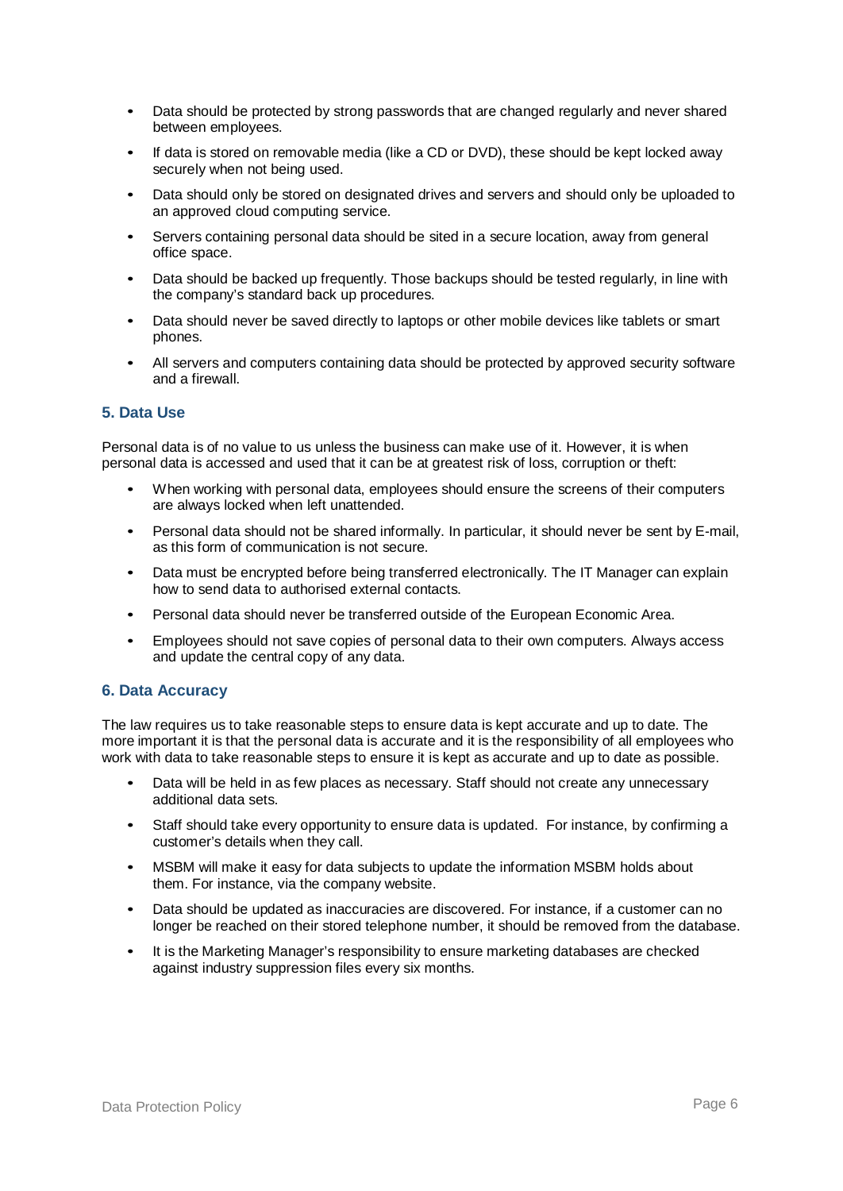- Data should be protected by strong passwords that are changed regularly and never shared between employees.
- If data is stored on removable media (like a CD or DVD), these should be kept locked away securely when not being used.
- Data should only be stored on designated drives and servers and should only be uploaded to an approved cloud computing service.
- Servers containing personal data should be sited in a secure location, away from general office space.
- Data should be backed up frequently. Those backups should be tested regularly, in line with the company's standard back up procedures.
- Data should never be saved directly to laptops or other mobile devices like tablets or smart phones.
- All servers and computers containing data should be protected by approved security software and a firewall.

## 5. Data Use

Personal data is of no value to us unless the business can make use of it. However, it is when personal data is accessed and used that it can be at greatest risk of loss, corruption or theft:

- When working with personal data, employees should ensure the screens of their computers are always locked when left unattended.
- Personal data should not be shared informally. In particular, it should never be sent by E-mail, as this form of communication is not secure.
- Data must be encrypted before being transferred electronically. The IT Manager can explain how to send data to authorised external contacts.
- Personal data should never be transferred outside of the European Economic Area.
- Employees should not save copies of personal data to their own computers. Always access and update the central copy of any data.

## 6. Data Accuracy

The law requires us to take reasonable steps to ensure data is kept accurate and up to date. The more important it is that the personal data is accurate and it is the responsibility of all employees who work with data to take reasonable steps to ensure it is kept as accurate and up to date as possible.

- Data will be held in as few places as necessary. Staff should not create any unnecessary additional data sets.
- Staff should take every opportunity to ensure data is updated. For instance, by confirming a customer's details when they call.
- MSBM will make it easy for data subjects to update the information MSBM holds about them. For instance, via the company website.
- Data should be updated as inaccuracies are discovered. For instance, if a customer can no longer be reached on their stored telephone number, it should be removed from the database.
- It is the Marketing Manager's responsibility to ensure marketing databases are checked against industry suppression files every six months.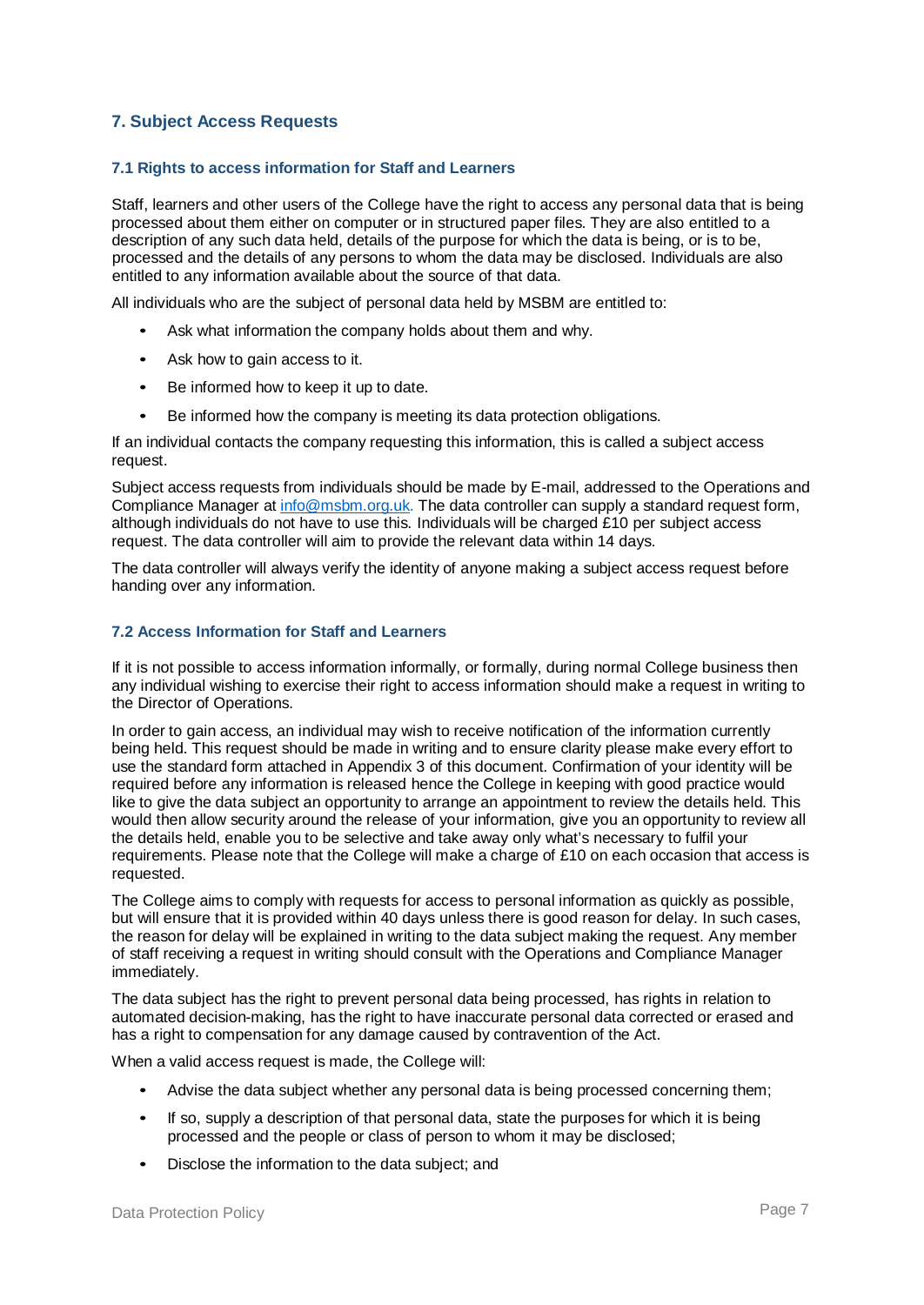## 7. Subject Access Requests

### 7.1 Rights to access information for Staff and Learners

Staff, learners and other users of the College have the right to access any personal data that is being processed about them either on computer or in structured paper files. They are also entitled to a description of any such data held, details of the purpose for which the data is being, or is to be, processed and the details of any persons to whom the data may be disclosed. Individuals are also entitled to any information available about the source of that data.

All individuals who are the subject of personal data held by MSBM are entitled to:

- Ask what information the company holds about them and why.
- Ask how to gain access to it.
- Be informed how to keep it up to date.
- Be informed how the company is meeting its data protection obligations.

If an individual contacts the company requesting this information, this is called a subject access request.

Subject access requests from individuals should be made by E-mail, addressed to the Operations and Compliance Manager at info@msbm.org.uk. The data controller can supply a standard request form, although individuals do not have to use this. Individuals will be charged £10 per subject access request. The data controller will aim to provide the relevant data within 14 days.

The data controller will always verify the identity of anyone making a subject access request before handing over any information.

### 7.2 Access Information for Staff and Learners

If it is not possible to access information informally, or formally, during normal College business then any individual wishing to exercise their right to access information should make a request in writing to the Director of Operations.

In order to gain access, an individual may wish to receive notification of the information currently being held. This request should be made in writing and to ensure clarity please make every effort to use the standard form attached in Appendix 3 of this document. Confirmation of your identity will be required before any information is released hence the College in keeping with good practice would like to give the data subject an opportunity to arrange an appointment to review the details held. This would then allow security around the release of your information, give you an opportunity to review all the details held, enable you to be selective and take away only what's necessary to fulfil your requirements. Please note that the College will make a charge of £10 on each occasion that access is requested.

The College aims to comply with requests for access to personal information as quickly as possible, but will ensure that it is provided within 40 days unless there is good reason for delay. In such cases, the reason for delay will be explained in writing to the data subject making the request. Any member of staff receiving a request in writing should consult with the Operations and Compliance Manager immediately.

The data subject has the right to prevent personal data being processed, has rights in relation to automated decision-making, has the right to have inaccurate personal data corrected or erased and has a right to compensation for any damage caused by contravention of the Act.

When a valid access request is made, the College will:

- Advise the data subject whether any personal data is being processed concerning them;
- If so, supply a description of that personal data, state the purposes for which it is being processed and the people or class of person to whom it may be disclosed;
- Disclose the information to the data subject; and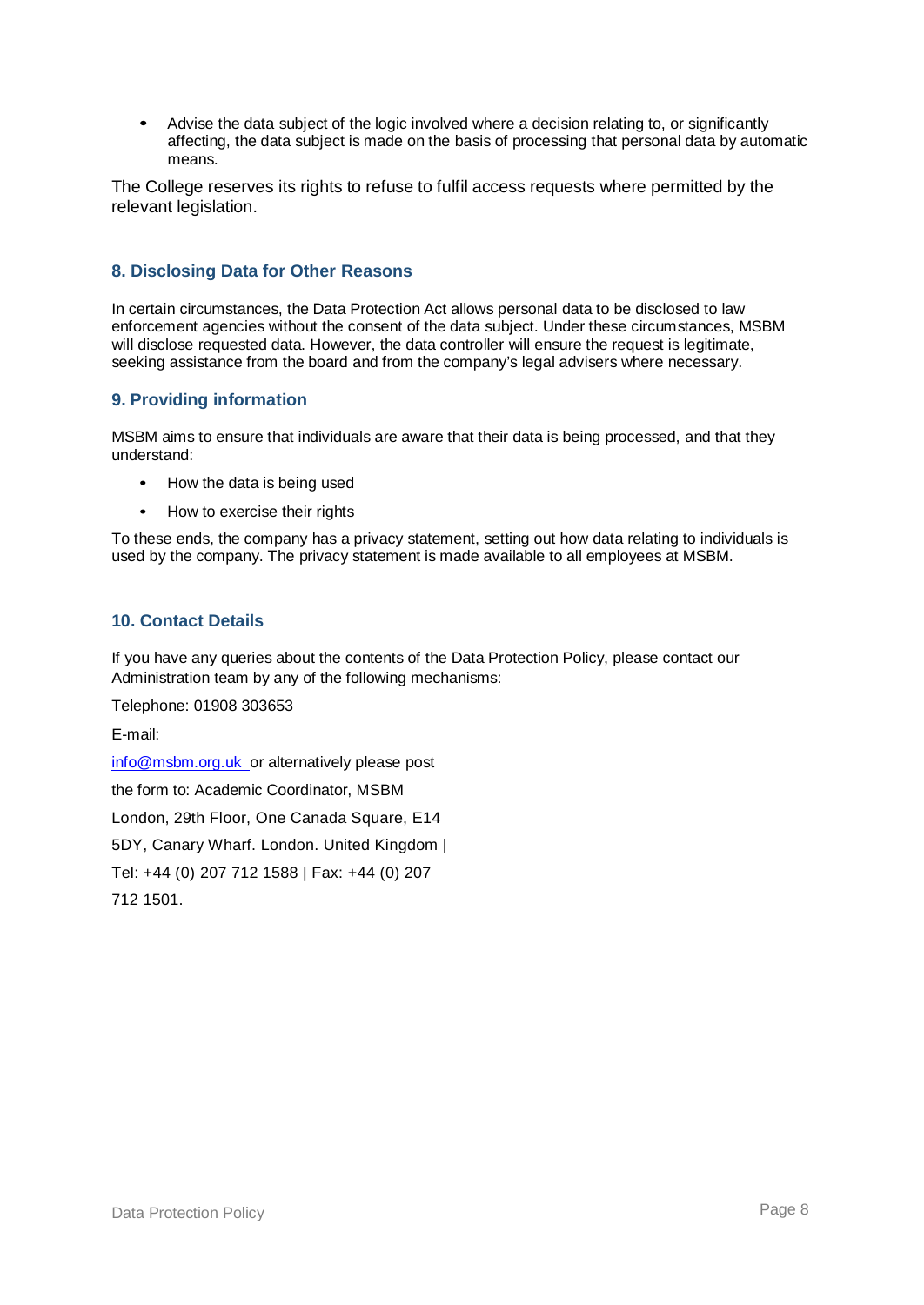- Advise the data subject of the logic involved where a decision relating to, or significantly affecting, the data subject is made on the basis of processing that personal data by automatic means.

The College reserves its rights to refuse to fulfil access requests where permitted by the relevant legislation.

## 8. Disclosing Data for Other Reasons

In certain circumstances, the Data Protection Act allows personal data to be disclosed to law enforcement agencies without the consent of the data subject. Under these circumstances, MSBM will disclose requested data. However, the data controller will ensure the request is legitimate, seeking assistance from the board and from the company's legal advisers where necessary.

## 9. Providing information

MSBM aims to ensure that individuals are aware that their data is being processed, and that they understand:

- How the data is being used
- How to exercise their rights

To these ends, the company has a privacy statement, setting out how data relating to individuals is used by the company. The privacy statement is made available to all employees at MSBM.

## 10. Contact Details

If you have any queries about the contents of the Data Protection Policy, please contact our Administration team by any of the following mechanisms:

Telephone: 01908 303653

E-mail:

info@msbm.org.uk or alternatively please post

the form to: Academic Coordinator, MSBM

London, 29th Floor, One Canada Square, E14

5DY, Canary Wharf. London. United Kingdom |

Tel: +44 (0) 207 712 1588 | Fax: +44 (0) 207

712 1501.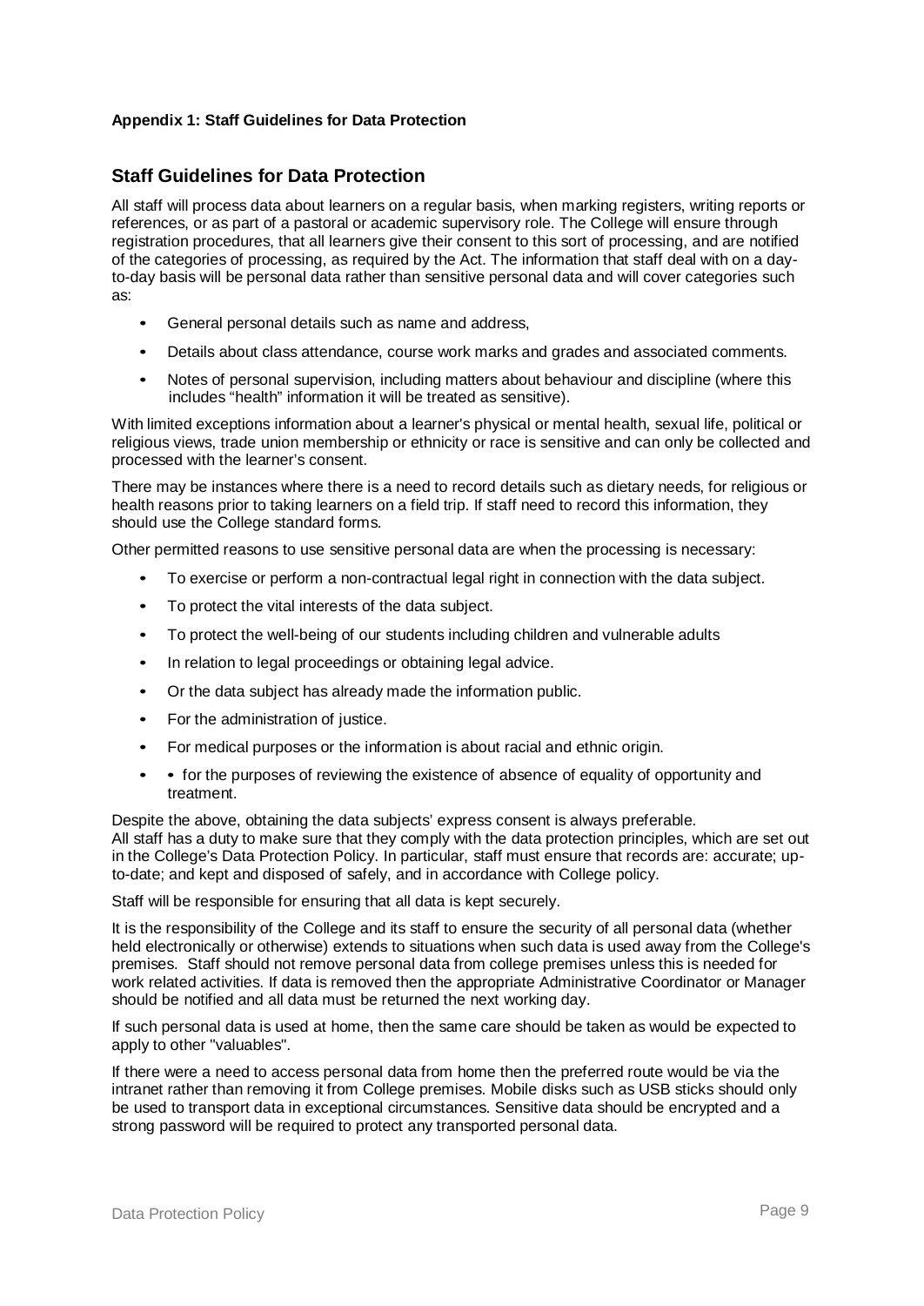**Appendix 1: Staff Guidelines for Data Protection**

## Staff Guidelines for Data Protection

All staff will process data about learners on a regular basis, when marking registers, writing reports or references, or as part of a pastoral or academic supervisory role. The College will ensure through registration procedures, that all learners give their consent to this sort of processing, and are notified of the categories of processing, as required by the Act. The information that staff deal with on a day-to-day basis will be personal data rather than sensitive personal data and will cover categories such as:

- General personal details such as name and address,
- Details about class attendance, course work marks and grades and associated comments.
- Notes of personal supervision, including matters about behaviour and discipline (where this includes "health" information it will be treated as sensitive).

With limited exceptions information about a learner's physical or mental health, sexual life, political or religious views, trade union membership or ethnicity or race is sensitive and can only be collected and processed with the learner's consent.

There may be instances where there is a need to record details such as dietary needs, for religious or health reasons prior to taking learners on a field trip. If staff need to record this information, they should use the College standard forms.

Other permitted reasons to use sensitive personal data are when the processing is necessary:

- To exercise or perform a non-contractual legal right in connection with the data subject.
- To protect the vital interests of the data subject.
- To protect the well-being of our students including children and vulnerable adults
- In relation to legal proceedings or obtaining legal advice.
- Or the data subject has already made the information public.
- For the administration of justice.
- For medical purposes or the information is about racial and ethnic origin.
- • for the purposes of reviewing the existence of absence of equality of opportunity and treatment.

Despite the above, obtaining the data subjects' express consent is always preferable.
All staff has a duty to make sure that they comply with the data protection principles, which are set out in the College's Data Protection Policy. In particular, staff must ensure that records are: accurate; up-to-date; and kept and disposed of safely, and in accordance with College policy.

Staff will be responsible for ensuring that all data is kept securely.

It is the responsibility of the College and its staff to ensure the security of all personal data (whether held electronically or otherwise) extends to situations when such data is used away from the College's premises. Staff should not remove personal data from college premises unless this is needed for work related activities. If data is removed then the appropriate Administrative Coordinator or Manager should be notified and all data must be returned the next working day.

If such personal data is used at home, then the same care should be taken as would be expected to apply to other "valuables".

If there were a need to access personal data from home then the preferred route would be via the intranet rather than removing it from College premises. Mobile disks such as USB sticks should only be used to transport data in exceptional circumstances. Sensitive data should be encrypted and a strong password will be required to protect any transported personal data.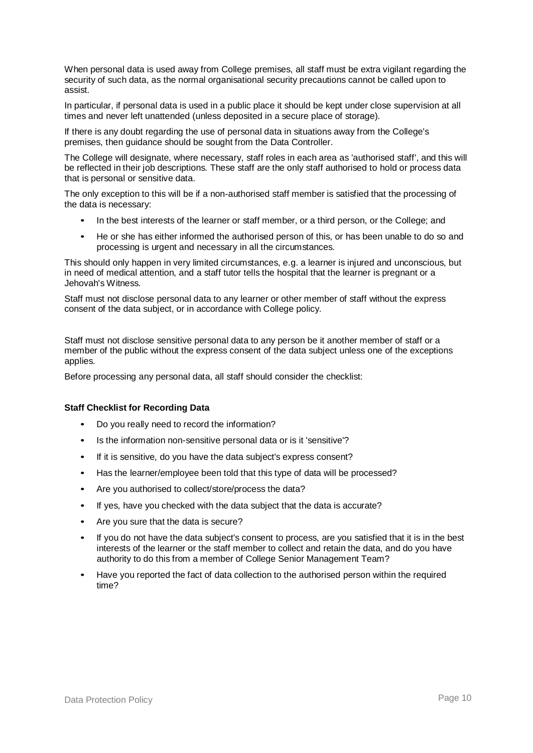When personal data is used away from College premises, all staff must be extra vigilant regarding the security of such data, as the normal organisational security precautions cannot be called upon to assist.

In particular, if personal data is used in a public place it should be kept under close supervision at all times and never left unattended (unless deposited in a secure place of storage).

If there is any doubt regarding the use of personal data in situations away from the College's premises, then guidance should be sought from the Data Controller.

The College will designate, where necessary, staff roles in each area as 'authorised staff', and this will be reflected in their job descriptions. These staff are the only staff authorised to hold or process data that is personal or sensitive data.

The only exception to this will be if a non-authorised staff member is satisfied that the processing of the data is necessary:

- In the best interests of the learner or staff member, or a third person, or the College; and
- He or she has either informed the authorised person of this, or has been unable to do so and processing is urgent and necessary in all the circumstances.

This should only happen in very limited circumstances, e.g. a learner is injured and unconscious, but in need of medical attention, and a staff tutor tells the hospital that the learner is pregnant or a Jehovah's Witness.

Staff must not disclose personal data to any learner or other member of staff without the express consent of the data subject, or in accordance with College policy.

Staff must not disclose sensitive personal data to any person be it another member of staff or a member of the public without the express consent of the data subject unless one of the exceptions applies.

Before processing any personal data, all staff should consider the checklist:

**Staff Checklist for Recording Data**

- Do you really need to record the information?
- Is the information non-sensitive personal data or is it 'sensitive'?
- If it is sensitive, do you have the data subject's express consent?
- Has the learner/employee been told that this type of data will be processed?
- Are you authorised to collect/store/process the data?
- If yes, have you checked with the data subject that the data is accurate?
- Are you sure that the data is secure?
- If you do not have the data subject's consent to process, are you satisfied that it is in the best interests of the learner or the staff member to collect and retain the data, and do you have authority to do this from a member of College Senior Management Team?
- Have you reported the fact of data collection to the authorised person within the required time?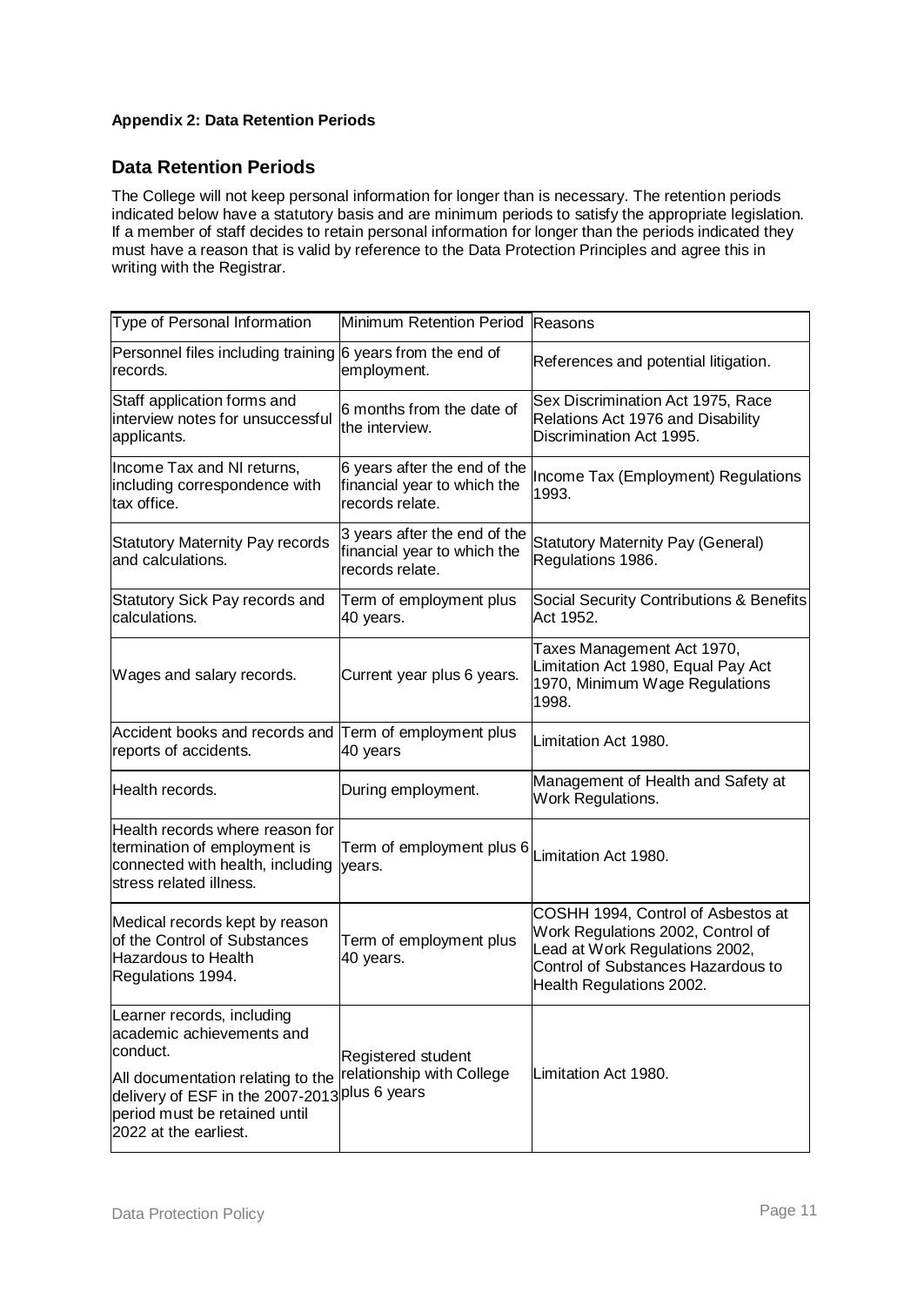**Appendix 2: Data Retention Periods**

## Data Retention Periods

The College will not keep personal information for longer than is necessary. The retention periods indicated below have a statutory basis and are minimum periods to satisfy the appropriate legislation. If a member of staff decides to retain personal information for longer than the periods indicated they must have a reason that is valid by reference to the Data Protection Principles and agree this in writing with the Registrar.

| Type of Personal Information | Minimum Retention Period | Reasons |
|---|---|---|
| Personnel files including training records. | 6 years from the end of employment. | References and potential litigation. |
| Staff application forms and interview notes for unsuccessful applicants. | 6 months from the date of the interview. | Sex Discrimination Act 1975, Race Relations Act 1976 and Disability Discrimination Act 1995. |
| Income Tax and NI returns, including correspondence with tax office. | 6 years after the end of the financial year to which the records relate. | Income Tax (Employment) Regulations 1993. |
| Statutory Maternity Pay records and calculations. | 3 years after the end of the financial year to which the records relate. | Statutory Maternity Pay (General) Regulations 1986. |
| Statutory Sick Pay records and calculations. | Term of employment plus 40 years. | Social Security Contributions & Benefits Act 1952. |
| Wages and salary records. | Current year plus 6 years. | Taxes Management Act 1970, Limitation Act 1980, Equal Pay Act 1970, Minimum Wage Regulations 1998. |
| Accident books and records and reports of accidents. | Term of employment plus 40 years | Limitation Act 1980. |
| Health records. | During employment. | Management of Health and Safety at Work Regulations. |
| Health records where reason for termination of employment is connected with health, including stress related illness. | Term of employment plus 6 years. | Limitation Act 1980. |
| Medical records kept by reason of the Control of Substances Hazardous to Health Regulations 1994. | Term of employment plus 40 years. | COSHH 1994, Control of Asbestos at Work Regulations 2002, Control of Lead at Work Regulations 2002, Control of Substances Hazardous to Health Regulations 2002. |
| Learner records, including academic achievements and conduct.<br>All documentation relating to the delivery of ESF in the 2007-2013 period must be retained until 2022 at the earliest. | Registered student relationship with College plus 6 years | Limitation Act 1980. |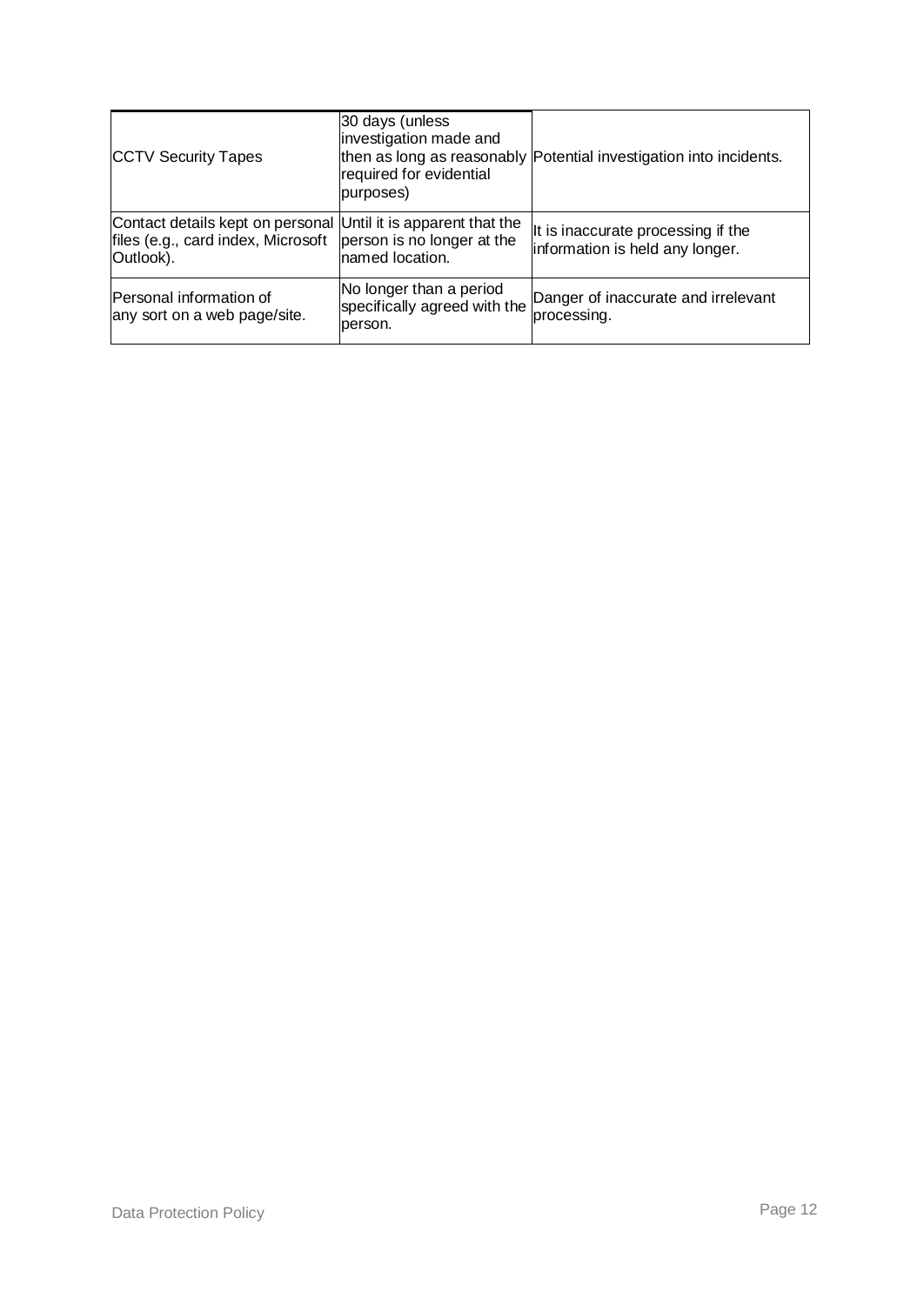| | | |
|---|---|---|
| CCTV Security Tapes | 30 days (unless investigation made and then as long as reasonably required for evidential purposes) | Potential investigation into incidents. |
| Contact details kept on personal files (e.g., card index, Microsoft Outlook). | Until it is apparent that the person is no longer at the named location. | It is inaccurate processing if the information is held any longer. |
| Personal information of any sort on a web page/site. | No longer than a period specifically agreed with the person. | Danger of inaccurate and irrelevant processing. |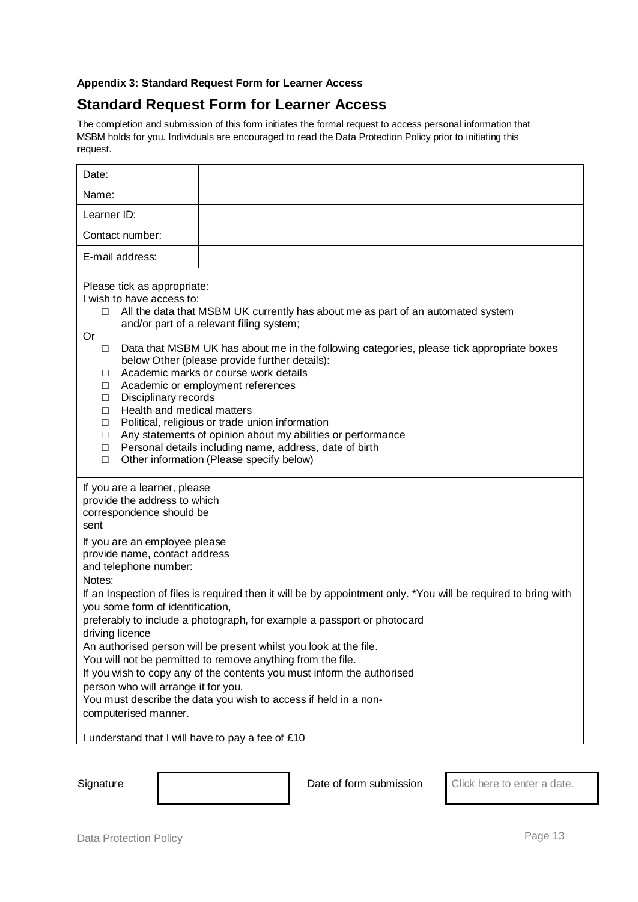**Appendix 3: Standard Request Form for Learner Access**

## Standard Request Form for Learner Access

The completion and submission of this form initiates the formal request to access personal information that MSBM holds for you. Individuals are encouraged to read the Data Protection Policy prior to initiating this request.

| Date: | |
|---|---|
| Name: | |
| Learner ID: | |
| Contact number: | |
| E-mail address: | |

Please tick as appropriate:
I wish to have access to:

- □ All the data that MSBM UK currently has about me as part of an automated system and/or part of a relevant filing system;

Or

- □ Data that MSBM UK has about me in the following categories, please tick appropriate boxes below Other (please provide further details):
- □ Academic marks or course work details
- □ Academic or employment references
- □ Disciplinary records
- □ Health and medical matters
- □ Political, religious or trade union information
- □ Any statements of opinion about my abilities or performance
- □ Personal details including name, address, date of birth
- □ Other information (Please specify below)

| If you are a learner, please provide the address to which correspondence should be sent | |
|---|---|
| If you are an employee please provide name, contact address and telephone number: | |

Notes:
If an Inspection of files is required then it will be by appointment only. *You will be required to bring with you some form of identification,
preferably to include a photograph, for example a passport or photocard driving licence
An authorised person will be present whilst you look at the file.
You will not be permitted to remove anything from the file.
If you wish to copy any of the contents you must inform the authorised person who will arrange it for you.
You must describe the data you wish to access if held in a non-computerised manner.

I understand that I will have to pay a fee of £10

| Signature | | Date of form submission | Click here to enter a date. |
|---|---|---|---|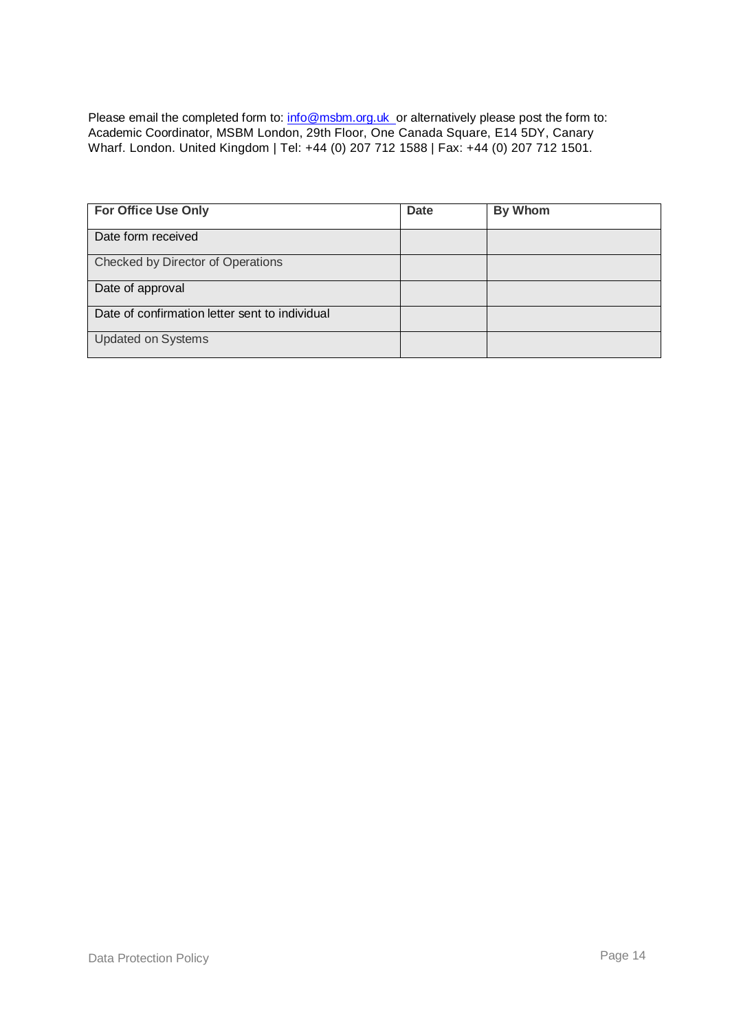Please email the completed form to: info@msbm.org.uk or alternatively please post the form to: Academic Coordinator, MSBM London, 29th Floor, One Canada Square, E14 5DY, Canary Wharf. London. United Kingdom | Tel: +44 (0) 207 712 1588 | Fax: +44 (0) 207 712 1501.

| **For Office Use Only** | **Date** | **By Whom** |
|---|---|---|
| Date form received | | |
| Checked by Director of Operations | | |
| Date of approval | | |
| Date of confirmation letter sent to individual | | |
| Updated on Systems | | |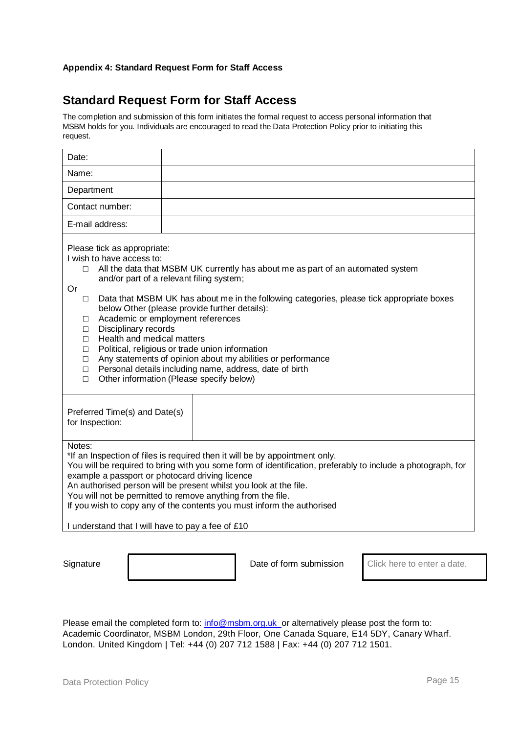**Appendix 4: Standard Request Form for Staff Access**

## Standard Request Form for Staff Access

The completion and submission of this form initiates the formal request to access personal information that MSBM holds for you. Individuals are encouraged to read the Data Protection Policy prior to initiating this request.

| | |
|---|---|
| Date: | |
| Name: | |
| Department | |
| Contact number: | |
| E-mail address: | |

Please tick as appropriate:
I wish to have access to:

- ☐ All the data that MSBM UK currently has about me as part of an automated system and/or part of a relevant filing system;

Or

- ☐ Data that MSBM UK has about me in the following categories, please tick appropriate boxes below Other (please provide further details):
- ☐ Academic or employment references
- ☐ Disciplinary records
- ☐ Health and medical matters
- ☐ Political, religious or trade union information
- ☐ Any statements of opinion about my abilities or performance
- ☐ Personal details including name, address, date of birth
- ☐ Other information (Please specify below)

| | |
|---|---|
| Preferred Time(s) and Date(s) for Inspection: | |

Notes:
*If an Inspection of files is required then it will be by appointment only.
You will be required to bring with you some form of identification, preferably to include a photograph, for example a passport or photocard driving licence
An authorised person will be present whilst you look at the file.
You will not be permitted to remove anything from the file.
If you wish to copy any of the contents you must inform the authorised

I understand that I will have to pay a fee of £10

| | | | |
|---|---|---|---|
| Signature | | Date of form submission | Click here to enter a date. |

Please email the completed form to: info@msbm.org.uk or alternatively please post the form to: Academic Coordinator, MSBM London, 29th Floor, One Canada Square, E14 5DY, Canary Wharf. London. United Kingdom | Tel: +44 (0) 207 712 1588 | Fax: +44 (0) 207 712 1501.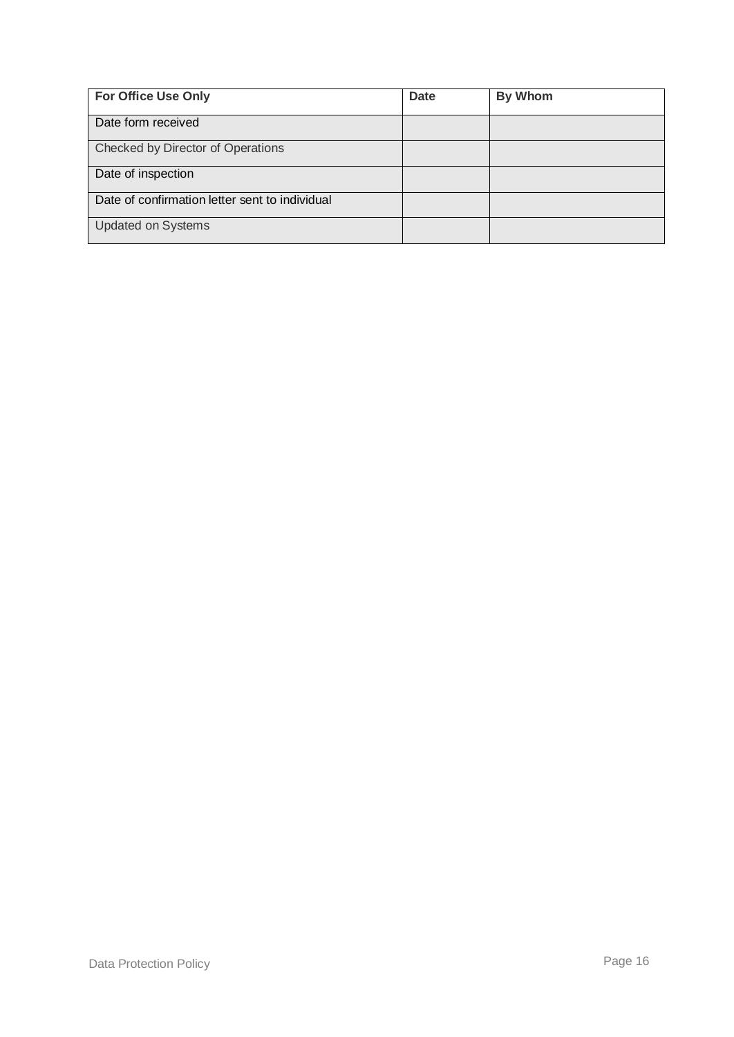| For Office Use Only | Date | By Whom |
|---|---|---|
| Date form received | | |
| Checked by Director of Operations | | |
| Date of inspection | | |
| Date of confirmation letter sent to individual | | |
| Updated on Systems | | |